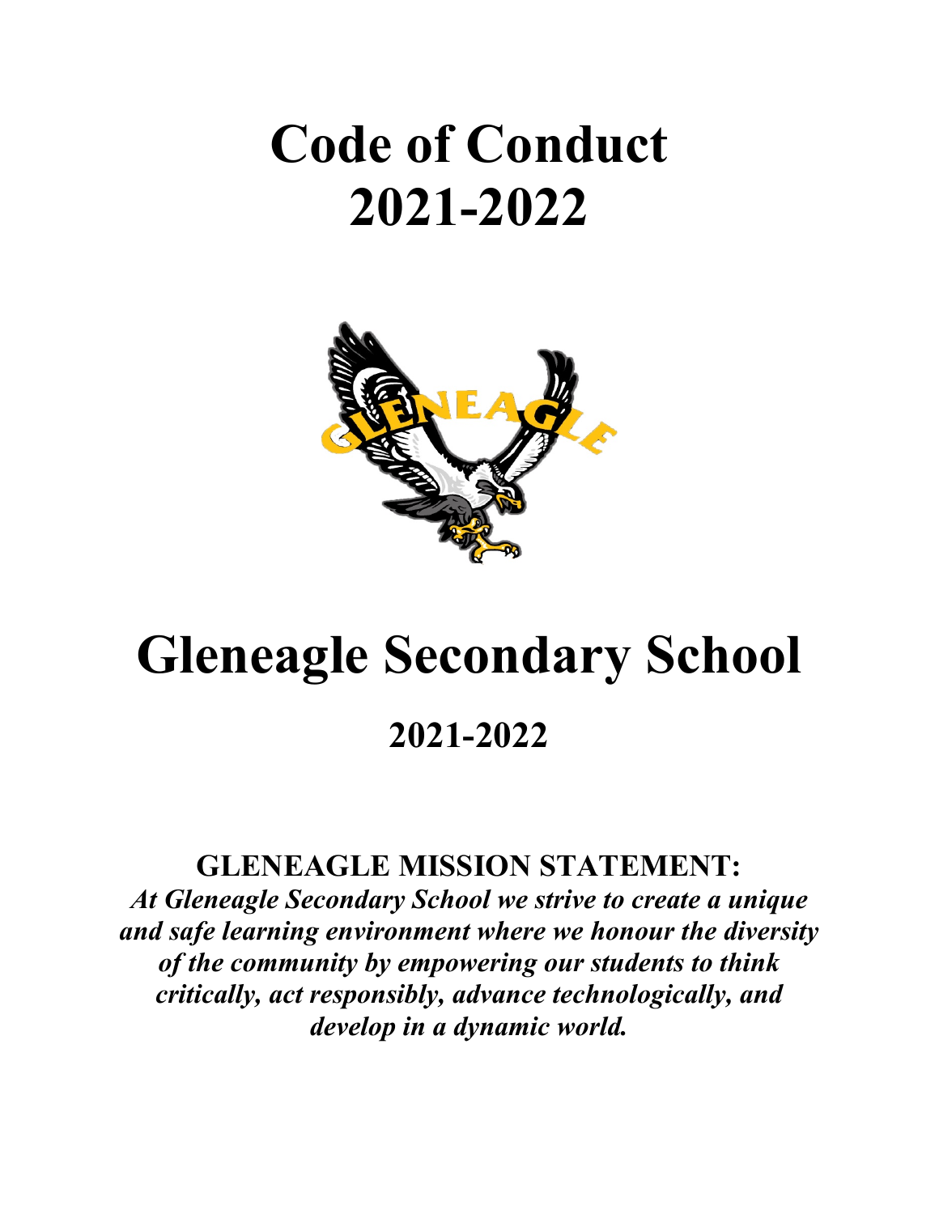# Code of Conduct
# 2021-2022

# Gleneagle Secondary School

## 2021-2022

**GLENEAGLE MISSION STATEMENT:**

***At Gleneagle Secondary School we strive to create a unique and safe learning environment where we honour the diversity of the community by empowering our students to think critically, act responsibly, advance technologically, and develop in a dynamic world.***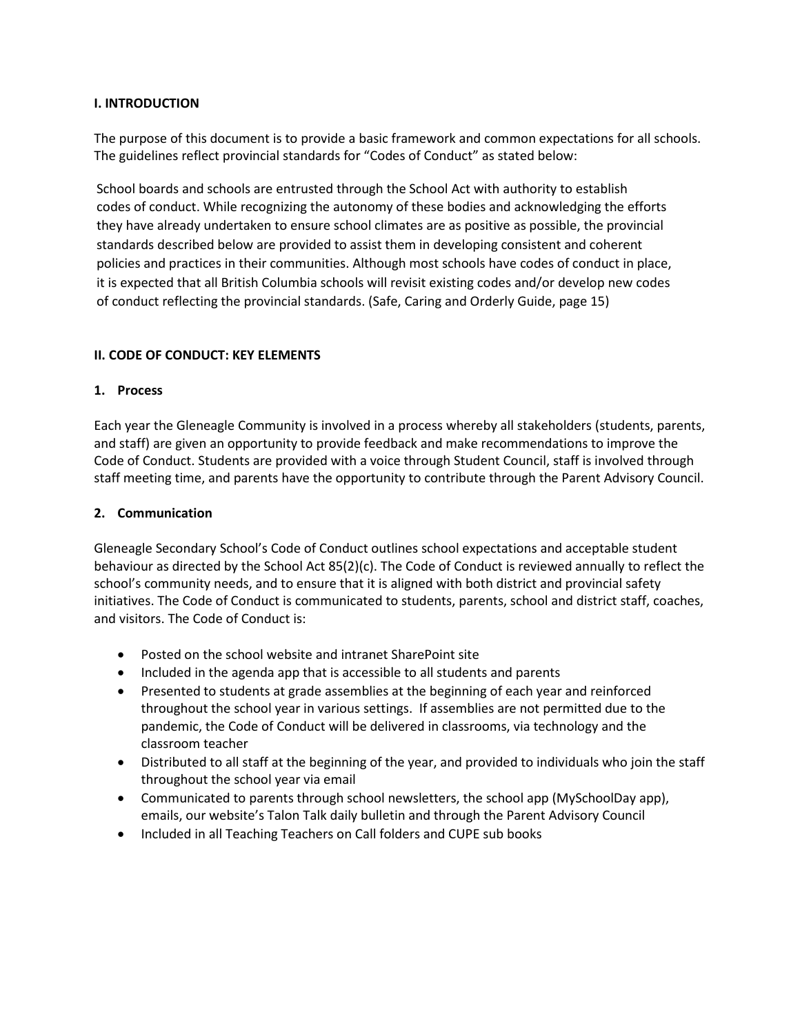**I. INTRODUCTION**

The purpose of this document is to provide a basic framework and common expectations for all schools. The guidelines reflect provincial standards for "Codes of Conduct" as stated below:

> School boards and schools are entrusted through the School Act with authority to establish codes of conduct. While recognizing the autonomy of these bodies and acknowledging the efforts they have already undertaken to ensure school climates are as positive as possible, the provincial standards described below are provided to assist them in developing consistent and coherent policies and practices in their communities. Although most schools have codes of conduct in place, it is expected that all British Columbia schools will revisit existing codes and/or develop new codes of conduct reflecting the provincial standards. (Safe, Caring and Orderly Guide, page 15)

**II. CODE OF CONDUCT: KEY ELEMENTS**

**1. Process**

Each year the Gleneagle Community is involved in a process whereby all stakeholders (students, parents, and staff) are given an opportunity to provide feedback and make recommendations to improve the Code of Conduct. Students are provided with a voice through Student Council, staff is involved through staff meeting time, and parents have the opportunity to contribute through the Parent Advisory Council.

**2. Communication**

Gleneagle Secondary School's Code of Conduct outlines school expectations and acceptable student behaviour as directed by the School Act 85(2)(c). The Code of Conduct is reviewed annually to reflect the school's community needs, and to ensure that it is aligned with both district and provincial safety initiatives. The Code of Conduct is communicated to students, parents, school and district staff, coaches, and visitors. The Code of Conduct is:

- Posted on the school website and intranet SharePoint site
- Included in the agenda app that is accessible to all students and parents
- Presented to students at grade assemblies at the beginning of each year and reinforced throughout the school year in various settings. If assemblies are not permitted due to the pandemic, the Code of Conduct will be delivered in classrooms, via technology and the classroom teacher
- Distributed to all staff at the beginning of the year, and provided to individuals who join the staff throughout the school year via email
- Communicated to parents through school newsletters, the school app (MySchoolDay app), emails, our website's Talon Talk daily bulletin and through the Parent Advisory Council
- Included in all Teaching Teachers on Call folders and CUPE sub books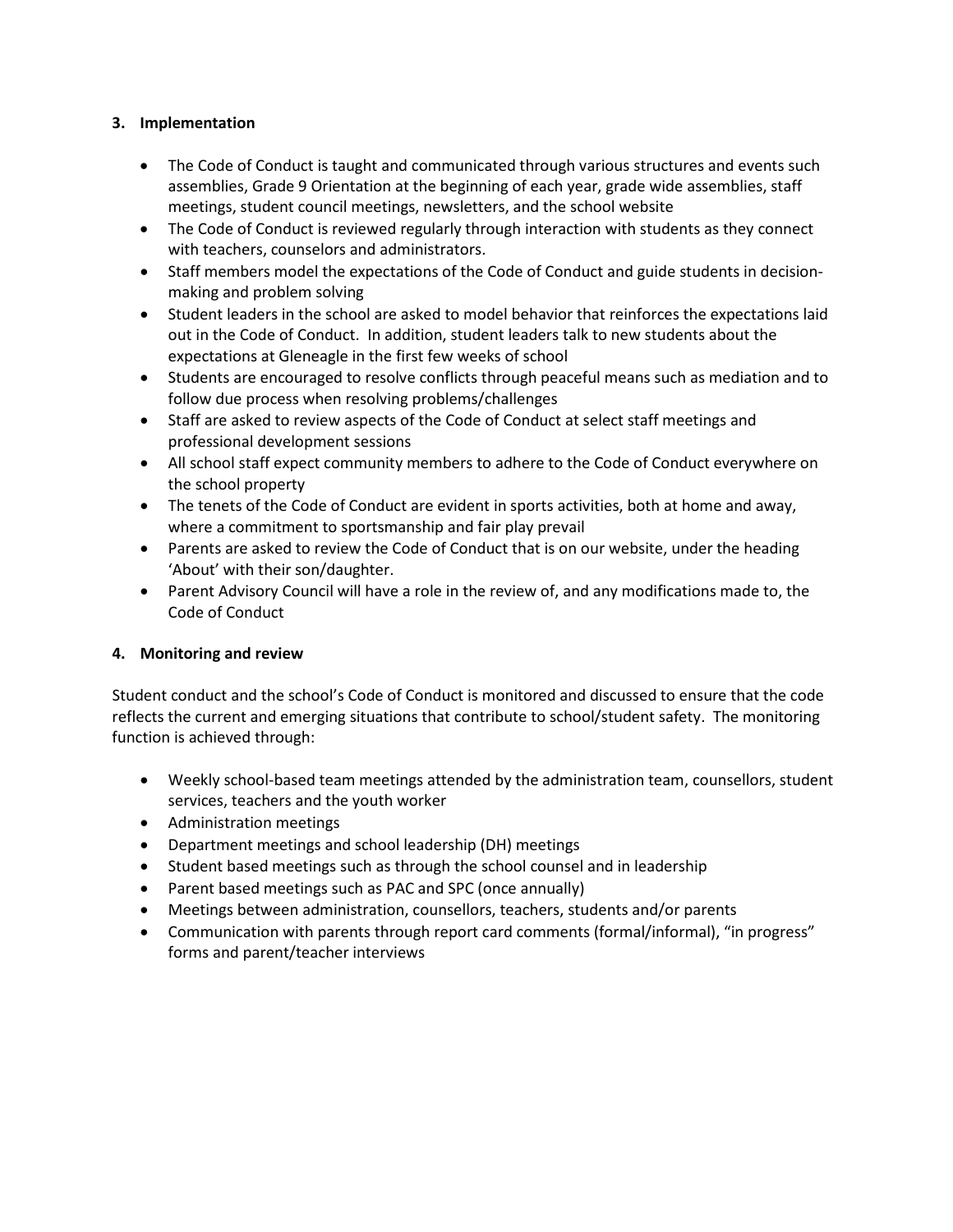## 3. Implementation

- The Code of Conduct is taught and communicated through various structures and events such assemblies, Grade 9 Orientation at the beginning of each year, grade wide assemblies, staff meetings, student council meetings, newsletters, and the school website
- The Code of Conduct is reviewed regularly through interaction with students as they connect with teachers, counselors and administrators.
- Staff members model the expectations of the Code of Conduct and guide students in decision-making and problem solving
- Student leaders in the school are asked to model behavior that reinforces the expectations laid out in the Code of Conduct. In addition, student leaders talk to new students about the expectations at Gleneagle in the first few weeks of school
- Students are encouraged to resolve conflicts through peaceful means such as mediation and to follow due process when resolving problems/challenges
- Staff are asked to review aspects of the Code of Conduct at select staff meetings and professional development sessions
- All school staff expect community members to adhere to the Code of Conduct everywhere on the school property
- The tenets of the Code of Conduct are evident in sports activities, both at home and away, where a commitment to sportsmanship and fair play prevail
- Parents are asked to review the Code of Conduct that is on our website, under the heading 'About' with their son/daughter.
- Parent Advisory Council will have a role in the review of, and any modifications made to, the Code of Conduct

## 4. Monitoring and review

Student conduct and the school's Code of Conduct is monitored and discussed to ensure that the code reflects the current and emerging situations that contribute to school/student safety. The monitoring function is achieved through:

- Weekly school-based team meetings attended by the administration team, counsellors, student services, teachers and the youth worker
- Administration meetings
- Department meetings and school leadership (DH) meetings
- Student based meetings such as through the school counsel and in leadership
- Parent based meetings such as PAC and SPC (once annually)
- Meetings between administration, counsellors, teachers, students and/or parents
- Communication with parents through report card comments (formal/informal), "in progress" forms and parent/teacher interviews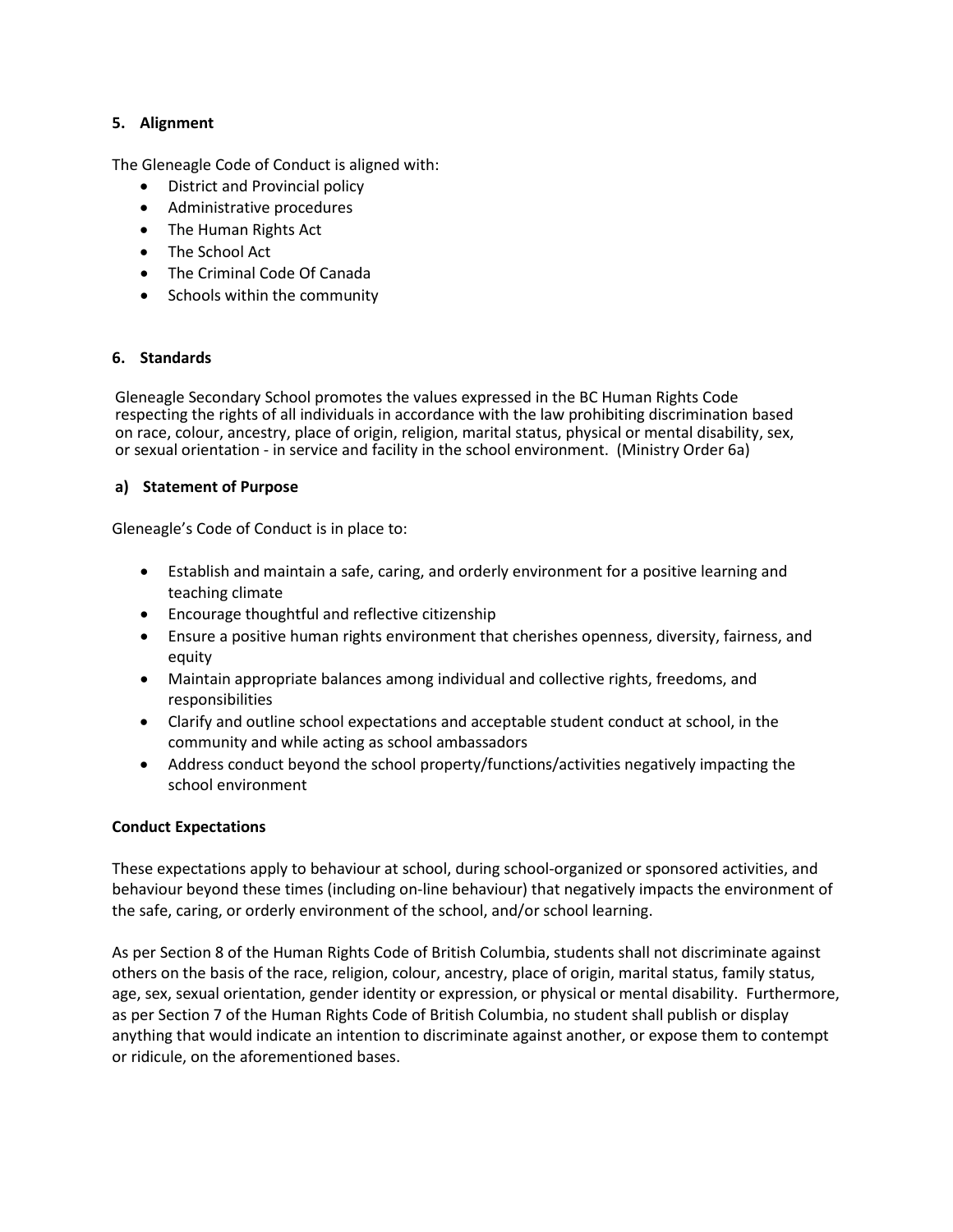### 5. Alignment

The Gleneagle Code of Conduct is aligned with:

- District and Provincial policy
- Administrative procedures
- The Human Rights Act
- The School Act
- The Criminal Code Of Canada
- Schools within the community

### 6. Standards

Gleneagle Secondary School promotes the values expressed in the BC Human Rights Code respecting the rights of all individuals in accordance with the law prohibiting discrimination based on race, colour, ancestry, place of origin, religion, marital status, physical or mental disability, sex, or sexual orientation - in service and facility in the school environment. (Ministry Order 6a)

#### a) Statement of Purpose

Gleneagle's Code of Conduct is in place to:

- Establish and maintain a safe, caring, and orderly environment for a positive learning and teaching climate
- Encourage thoughtful and reflective citizenship
- Ensure a positive human rights environment that cherishes openness, diversity, fairness, and equity
- Maintain appropriate balances among individual and collective rights, freedoms, and responsibilities
- Clarify and outline school expectations and acceptable student conduct at school, in the community and while acting as school ambassadors
- Address conduct beyond the school property/functions/activities negatively impacting the school environment

**Conduct Expectations**

These expectations apply to behaviour at school, during school-organized or sponsored activities, and behaviour beyond these times (including on-line behaviour) that negatively impacts the environment of the safe, caring, or orderly environment of the school, and/or school learning.

As per Section 8 of the Human Rights Code of British Columbia, students shall not discriminate against others on the basis of the race, religion, colour, ancestry, place of origin, marital status, family status, age, sex, sexual orientation, gender identity or expression, or physical or mental disability. Furthermore, as per Section 7 of the Human Rights Code of British Columbia, no student shall publish or display anything that would indicate an intention to discriminate against another, or expose them to contempt or ridicule, on the aforementioned bases.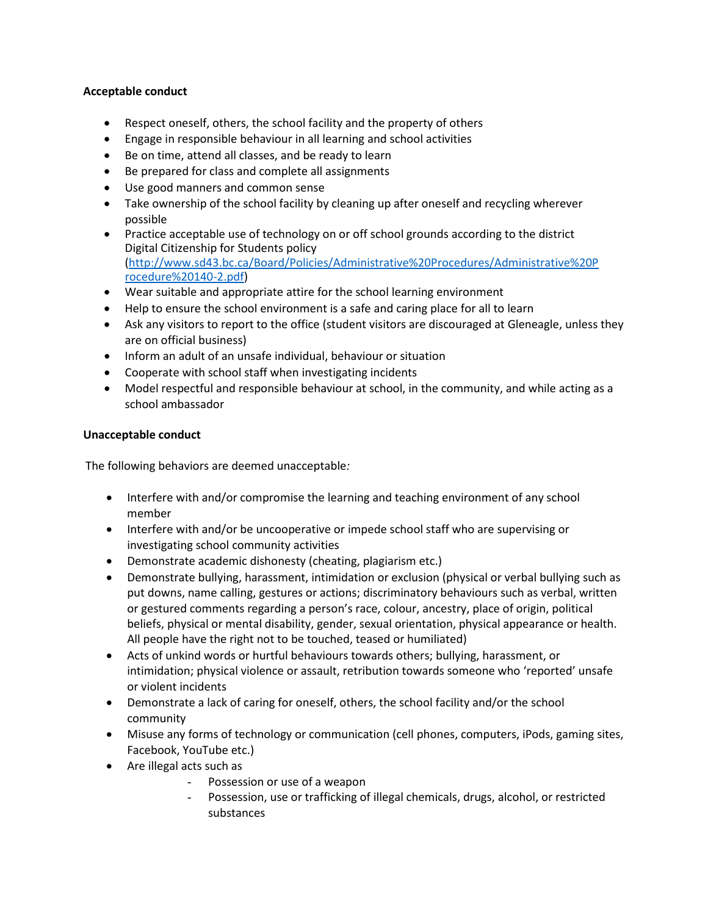**Acceptable conduct**

- Respect oneself, others, the school facility and the property of others
- Engage in responsible behaviour in all learning and school activities
- Be on time, attend all classes, and be ready to learn
- Be prepared for class and complete all assignments
- Use good manners and common sense
- Take ownership of the school facility by cleaning up after oneself and recycling wherever possible
- Practice acceptable use of technology on or off school grounds according to the district Digital Citizenship for Students policy ([http://www.sd43.bc.ca/Board/Policies/Administrative%20Procedures/Administrative%20Procedure%20140-2.pdf](http://www.sd43.bc.ca/Board/Policies/Administrative%20Procedures/Administrative%20Procedure%20140-2.pdf))
- Wear suitable and appropriate attire for the school learning environment
- Help to ensure the school environment is a safe and caring place for all to learn
- Ask any visitors to report to the office (student visitors are discouraged at Gleneagle, unless they are on official business)
- Inform an adult of an unsafe individual, behaviour or situation
- Cooperate with school staff when investigating incidents
- Model respectful and responsible behaviour at school, in the community, and while acting as a school ambassador

**Unacceptable conduct**

The following behaviors are deemed unacceptable*:*

- Interfere with and/or compromise the learning and teaching environment of any school member
- Interfere with and/or be uncooperative or impede school staff who are supervising or investigating school community activities
- Demonstrate academic dishonesty (cheating, plagiarism etc.)
- Demonstrate bullying, harassment, intimidation or exclusion (physical or verbal bullying such as put downs, name calling, gestures or actions; discriminatory behaviours such as verbal, written or gestured comments regarding a person's race, colour, ancestry, place of origin, political beliefs, physical or mental disability, gender, sexual orientation, physical appearance or health. All people have the right not to be touched, teased or humiliated)
- Acts of unkind words or hurtful behaviours towards others; bullying, harassment, or intimidation; physical violence or assault, retribution towards someone who 'reported' unsafe or violent incidents
- Demonstrate a lack of caring for oneself, others, the school facility and/or the school community
- Misuse any forms of technology or communication (cell phones, computers, iPods, gaming sites, Facebook, YouTube etc.)
- Are illegal acts such as
    - Possession or use of a weapon
    - Possession, use or trafficking of illegal chemicals, drugs, alcohol, or restricted substances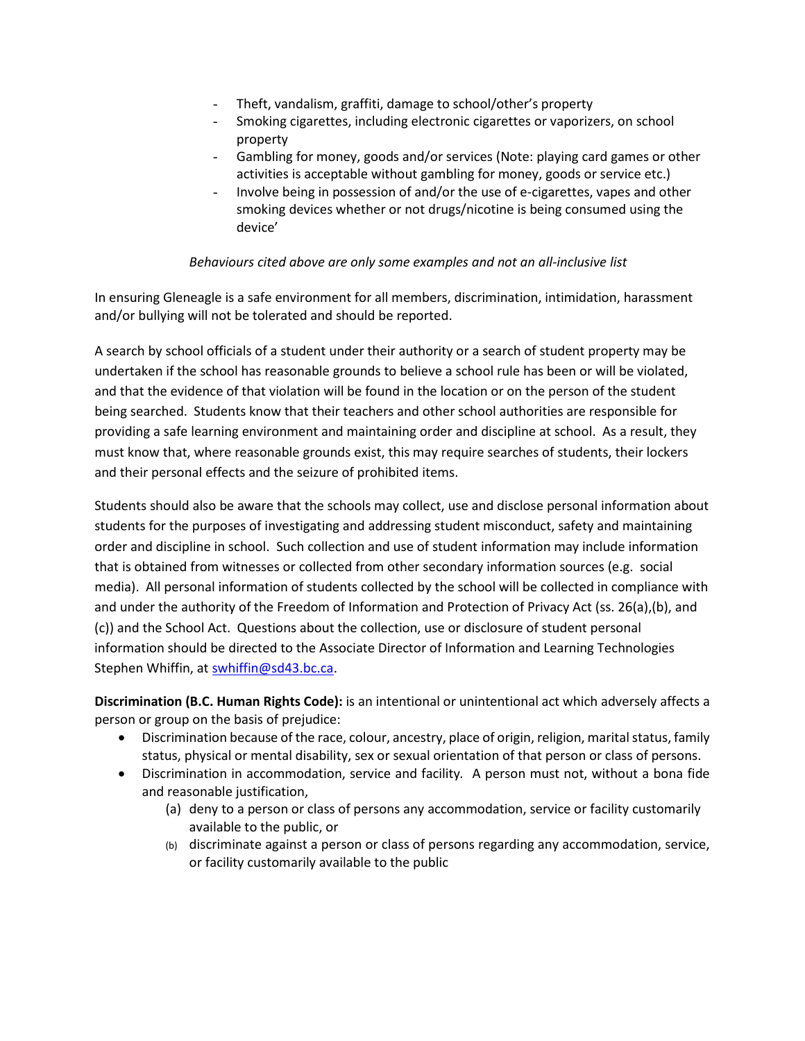- Theft, vandalism, graffiti, damage to school/other's property
- Smoking cigarettes, including electronic cigarettes or vaporizers, on school property
- Gambling for money, goods and/or services (Note: playing card games or other activities is acceptable without gambling for money, goods or service etc.)
- Involve being in possession of and/or the use of e-cigarettes, vapes and other smoking devices whether or not drugs/nicotine is being consumed using the device'

*Behaviours cited above are only some examples and not an all-inclusive list*

In ensuring Gleneagle is a safe environment for all members, discrimination, intimidation, harassment and/or bullying will not be tolerated and should be reported.

A search by school officials of a student under their authority or a search of student property may be undertaken if the school has reasonable grounds to believe a school rule has been or will be violated, and that the evidence of that violation will be found in the location or on the person of the student being searched. Students know that their teachers and other school authorities are responsible for providing a safe learning environment and maintaining order and discipline at school. As a result, they must know that, where reasonable grounds exist, this may require searches of students, their lockers and their personal effects and the seizure of prohibited items.

Students should also be aware that the schools may collect, use and disclose personal information about students for the purposes of investigating and addressing student misconduct, safety and maintaining order and discipline in school. Such collection and use of student information may include information that is obtained from witnesses or collected from other secondary information sources (e.g. social media). All personal information of students collected by the school will be collected in compliance with and under the authority of the Freedom of Information and Protection of Privacy Act (ss. 26(a),(b), and (c)) and the School Act. Questions about the collection, use or disclosure of student personal information should be directed to the Associate Director of Information and Learning Technologies Stephen Whiffin, at swhiffin@sd43.bc.ca.

**Discrimination (B.C. Human Rights Code):** is an intentional or unintentional act which adversely affects a person or group on the basis of prejudice:

- Discrimination because of the race, colour, ancestry, place of origin, religion, marital status, family status, physical or mental disability, sex or sexual orientation of that person or class of persons.
- Discrimination in accommodation, service and facility. A person must not, without a bona fide and reasonable justification,
  - (a) deny to a person or class of persons any accommodation, service or facility customarily available to the public, or
  - (b) discriminate against a person or class of persons regarding any accommodation, service, or facility customarily available to the public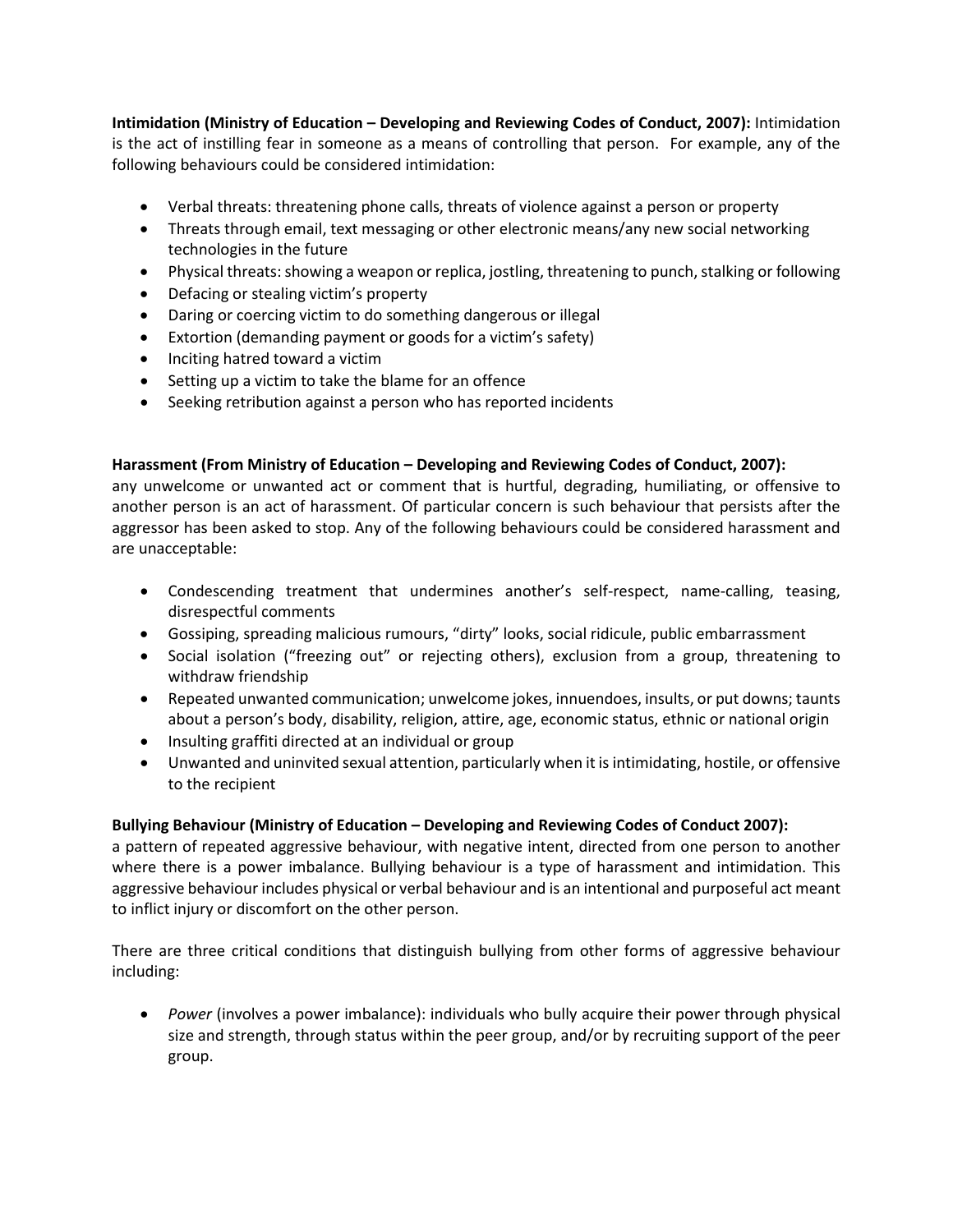**Intimidation (Ministry of Education – Developing and Reviewing Codes of Conduct, 2007):** Intimidation is the act of instilling fear in someone as a means of controlling that person. For example, any of the following behaviours could be considered intimidation:

- Verbal threats: threatening phone calls, threats of violence against a person or property
- Threats through email, text messaging or other electronic means/any new social networking technologies in the future
- Physical threats: showing a weapon or replica, jostling, threatening to punch, stalking or following
- Defacing or stealing victim's property
- Daring or coercing victim to do something dangerous or illegal
- Extortion (demanding payment or goods for a victim's safety)
- Inciting hatred toward a victim
- Setting up a victim to take the blame for an offence
- Seeking retribution against a person who has reported incidents

**Harassment (From Ministry of Education – Developing and Reviewing Codes of Conduct, 2007):** any unwelcome or unwanted act or comment that is hurtful, degrading, humiliating, or offensive to another person is an act of harassment. Of particular concern is such behaviour that persists after the aggressor has been asked to stop. Any of the following behaviours could be considered harassment and are unacceptable:

- Condescending treatment that undermines another's self-respect, name-calling, teasing, disrespectful comments
- Gossiping, spreading malicious rumours, "dirty" looks, social ridicule, public embarrassment
- Social isolation ("freezing out" or rejecting others), exclusion from a group, threatening to withdraw friendship
- Repeated unwanted communication; unwelcome jokes, innuendoes, insults, or put downs; taunts about a person's body, disability, religion, attire, age, economic status, ethnic or national origin
- Insulting graffiti directed at an individual or group
- Unwanted and uninvited sexual attention, particularly when it is intimidating, hostile, or offensive to the recipient

**Bullying Behaviour (Ministry of Education – Developing and Reviewing Codes of Conduct 2007):** a pattern of repeated aggressive behaviour, with negative intent, directed from one person to another where there is a power imbalance. Bullying behaviour is a type of harassment and intimidation. This aggressive behaviour includes physical or verbal behaviour and is an intentional and purposeful act meant to inflict injury or discomfort on the other person.

There are three critical conditions that distinguish bullying from other forms of aggressive behaviour including:

- *Power* (involves a power imbalance): individuals who bully acquire their power through physical size and strength, through status within the peer group, and/or by recruiting support of the peer group.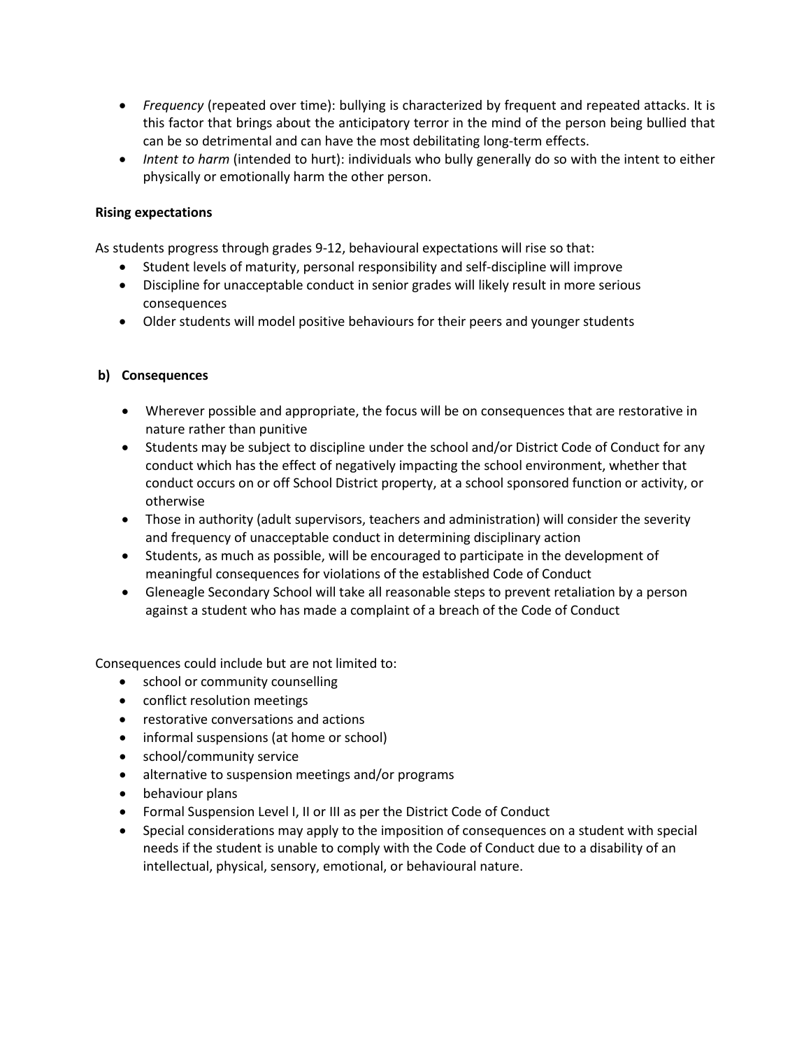- *Frequency* (repeated over time): bullying is characterized by frequent and repeated attacks. It is this factor that brings about the anticipatory terror in the mind of the person being bullied that can be so detrimental and can have the most debilitating long-term effects.
- *Intent to harm* (intended to hurt): individuals who bully generally do so with the intent to either physically or emotionally harm the other person.

**Rising expectations**

As students progress through grades 9-12, behavioural expectations will rise so that:

- Student levels of maturity, personal responsibility and self-discipline will improve
- Discipline for unacceptable conduct in senior grades will likely result in more serious consequences
- Older students will model positive behaviours for their peers and younger students

**b) Consequences**

- Wherever possible and appropriate, the focus will be on consequences that are restorative in nature rather than punitive
- Students may be subject to discipline under the school and/or District Code of Conduct for any conduct which has the effect of negatively impacting the school environment, whether that conduct occurs on or off School District property, at a school sponsored function or activity, or otherwise
- Those in authority (adult supervisors, teachers and administration) will consider the severity and frequency of unacceptable conduct in determining disciplinary action
- Students, as much as possible, will be encouraged to participate in the development of meaningful consequences for violations of the established Code of Conduct
- Gleneagle Secondary School will take all reasonable steps to prevent retaliation by a person against a student who has made a complaint of a breach of the Code of Conduct

Consequences could include but are not limited to:

- school or community counselling
- conflict resolution meetings
- restorative conversations and actions
- informal suspensions (at home or school)
- school/community service
- alternative to suspension meetings and/or programs
- behaviour plans
- Formal Suspension Level I, II or III as per the District Code of Conduct
- Special considerations may apply to the imposition of consequences on a student with special needs if the student is unable to comply with the Code of Conduct due to a disability of an intellectual, physical, sensory, emotional, or behavioural nature.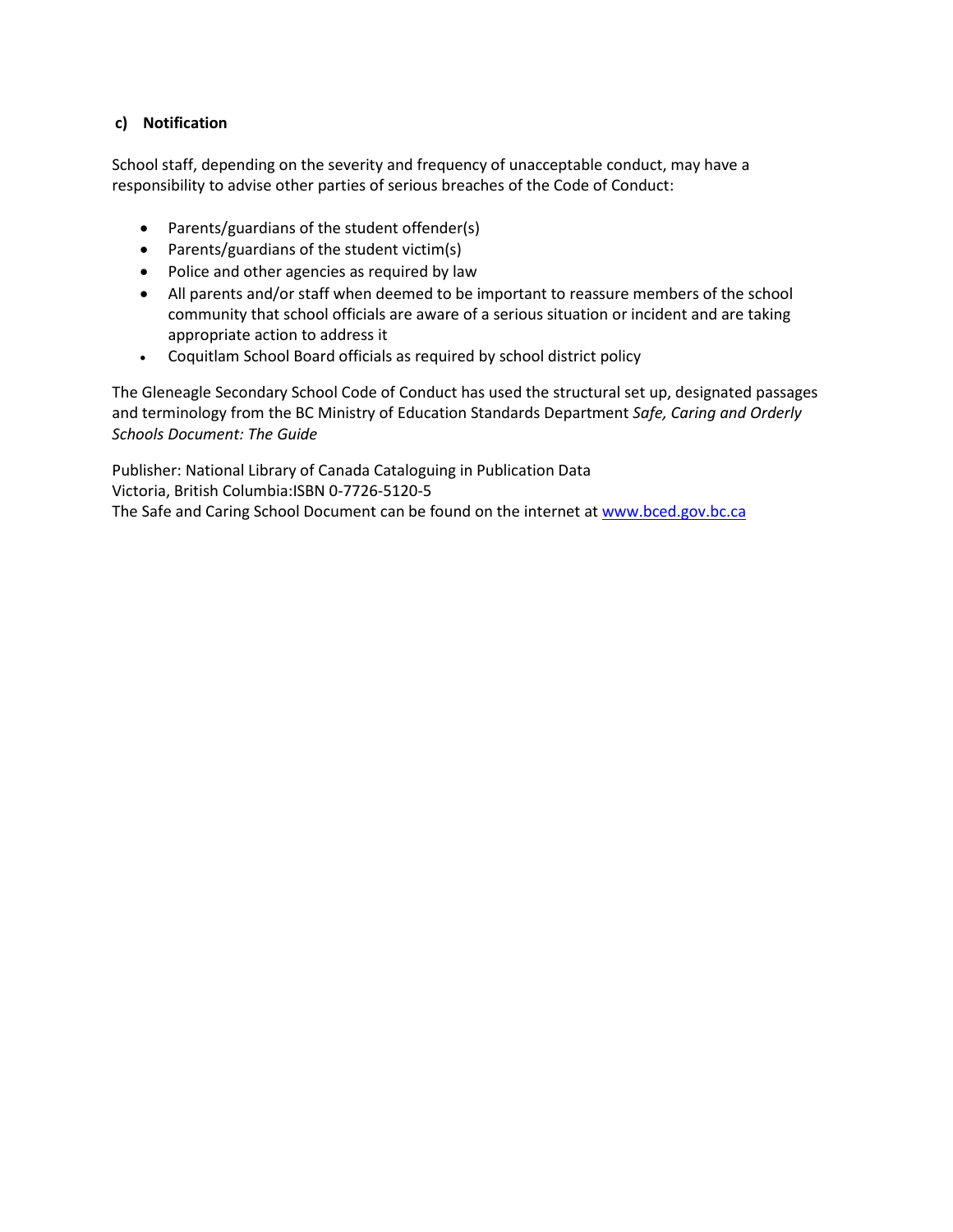### c) Notification

School staff, depending on the severity and frequency of unacceptable conduct, may have a responsibility to advise other parties of serious breaches of the Code of Conduct:

- Parents/guardians of the student offender(s)
- Parents/guardians of the student victim(s)
- Police and other agencies as required by law
- All parents and/or staff when deemed to be important to reassure members of the school community that school officials are aware of a serious situation or incident and are taking appropriate action to address it
- Coquitlam School Board officials as required by school district policy

The Gleneagle Secondary School Code of Conduct has used the structural set up, designated passages and terminology from the BC Ministry of Education Standards Department *Safe, Caring and Orderly Schools Document: The Guide*

Publisher: National Library of Canada Cataloguing in Publication Data
Victoria, British Columbia:ISBN 0-7726-5120-5
The Safe and Caring School Document can be found on the internet at [www.bced.gov.bc.ca](http://www.bced.gov.bc.ca)